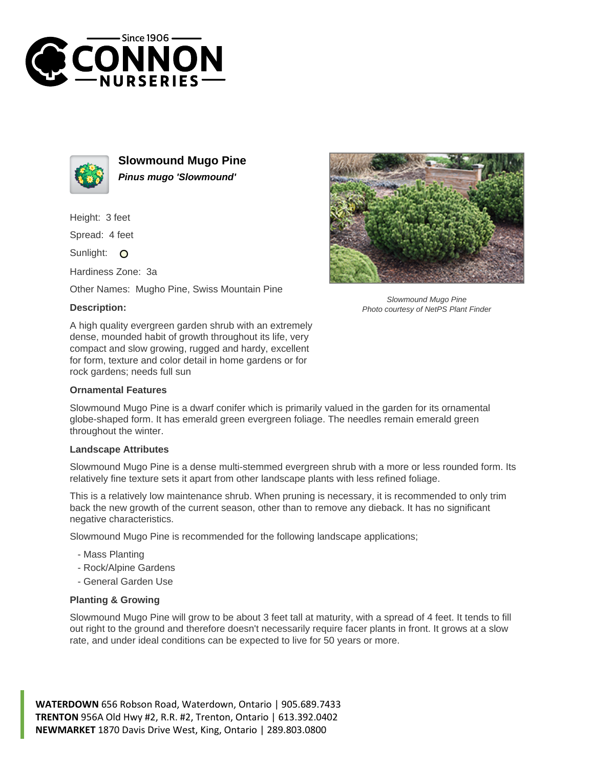# Slowmound Mugo Pine

***Pinus mugo 'Slowmound'***

Height: 3 feet

Spread: 4 feet

Sunlight: O

Hardiness Zone: 3a

Other Names: Mugho Pine, Swiss Mountain Pine

*Slowmound Mugo Pine*
*Photo courtesy of NetPS Plant Finder*

### Description:

A high quality evergreen garden shrub with an extremely dense, mounded habit of growth throughout its life, very compact and slow growing, rugged and hardy, excellent for form, texture and color detail in home gardens or for rock gardens; needs full sun

### Ornamental Features

Slowmound Mugo Pine is a dwarf conifer which is primarily valued in the garden for its ornamental globe-shaped form. It has emerald green evergreen foliage. The needles remain emerald green throughout the winter.

### Landscape Attributes

Slowmound Mugo Pine is a dense multi-stemmed evergreen shrub with a more or less rounded form. Its relatively fine texture sets it apart from other landscape plants with less refined foliage.

This is a relatively low maintenance shrub. When pruning is necessary, it is recommended to only trim back the new growth of the current season, other than to remove any dieback. It has no significant negative characteristics.

Slowmound Mugo Pine is recommended for the following landscape applications;

- Mass Planting
- Rock/Alpine Gardens
- General Garden Use

### Planting & Growing

Slowmound Mugo Pine will grow to be about 3 feet tall at maturity, with a spread of 4 feet. It tends to fill out right to the ground and therefore doesn't necessarily require facer plants in front. It grows at a slow rate, and under ideal conditions can be expected to live for 50 years or more.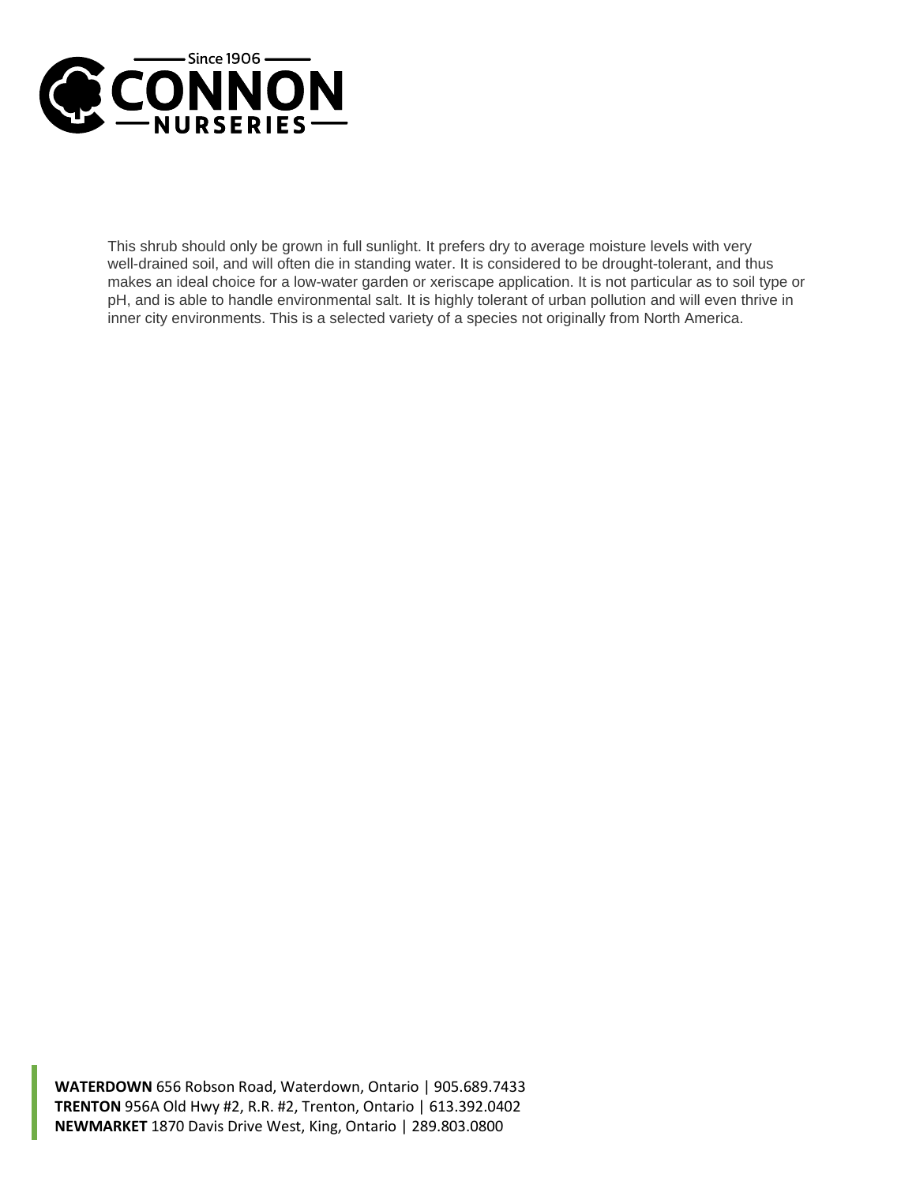This shrub should only be grown in full sunlight. It prefers dry to average moisture levels with very well-drained soil, and will often die in standing water. It is considered to be drought-tolerant, and thus makes an ideal choice for a low-water garden or xeriscape application. It is not particular as to soil type or pH, and is able to handle environmental salt. It is highly tolerant of urban pollution and will even thrive in inner city environments. This is a selected variety of a species not originally from North America.